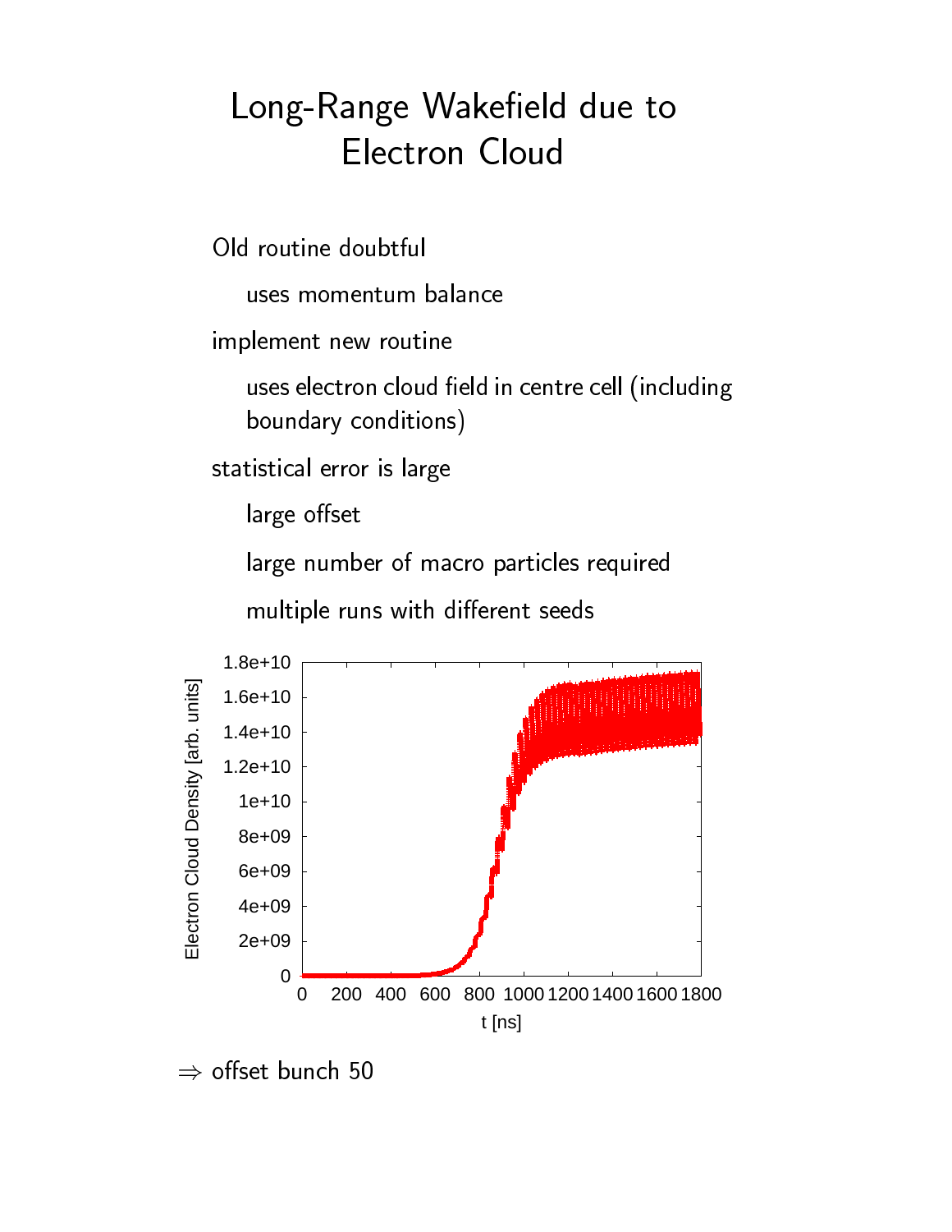# Long-Range Wakefield due to Electron Cloud

- Old routine doubtful
  - uses momentum balance
- implement new routine
  - uses electron cloud field in centre cell (including boundary conditions)
- statistical error is large
  - large offset
  - large number of macro particles required
  - multiple runs with different seeds

$\Rightarrow$ offset bunch 50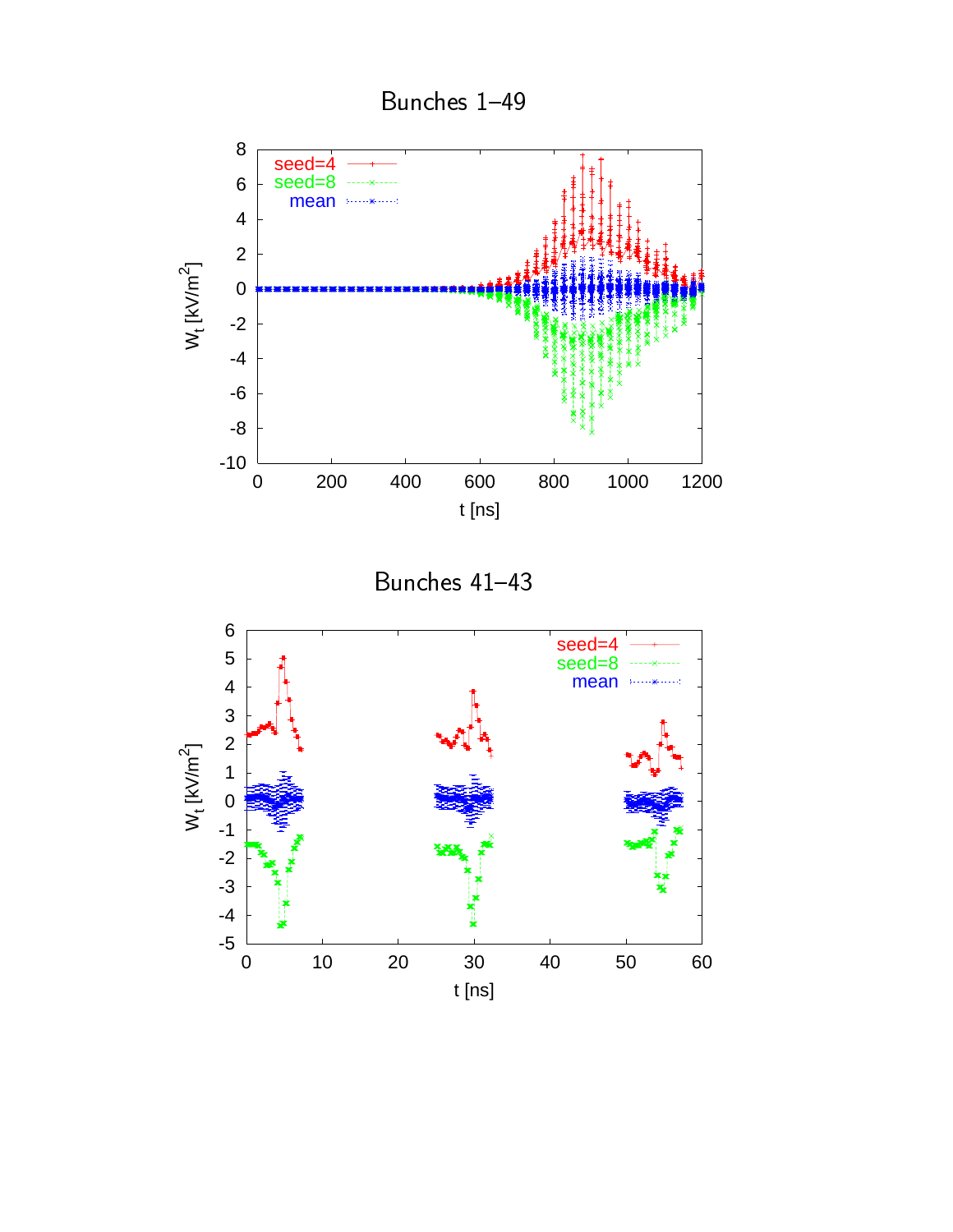Bunches 1–49

Bunches 41–43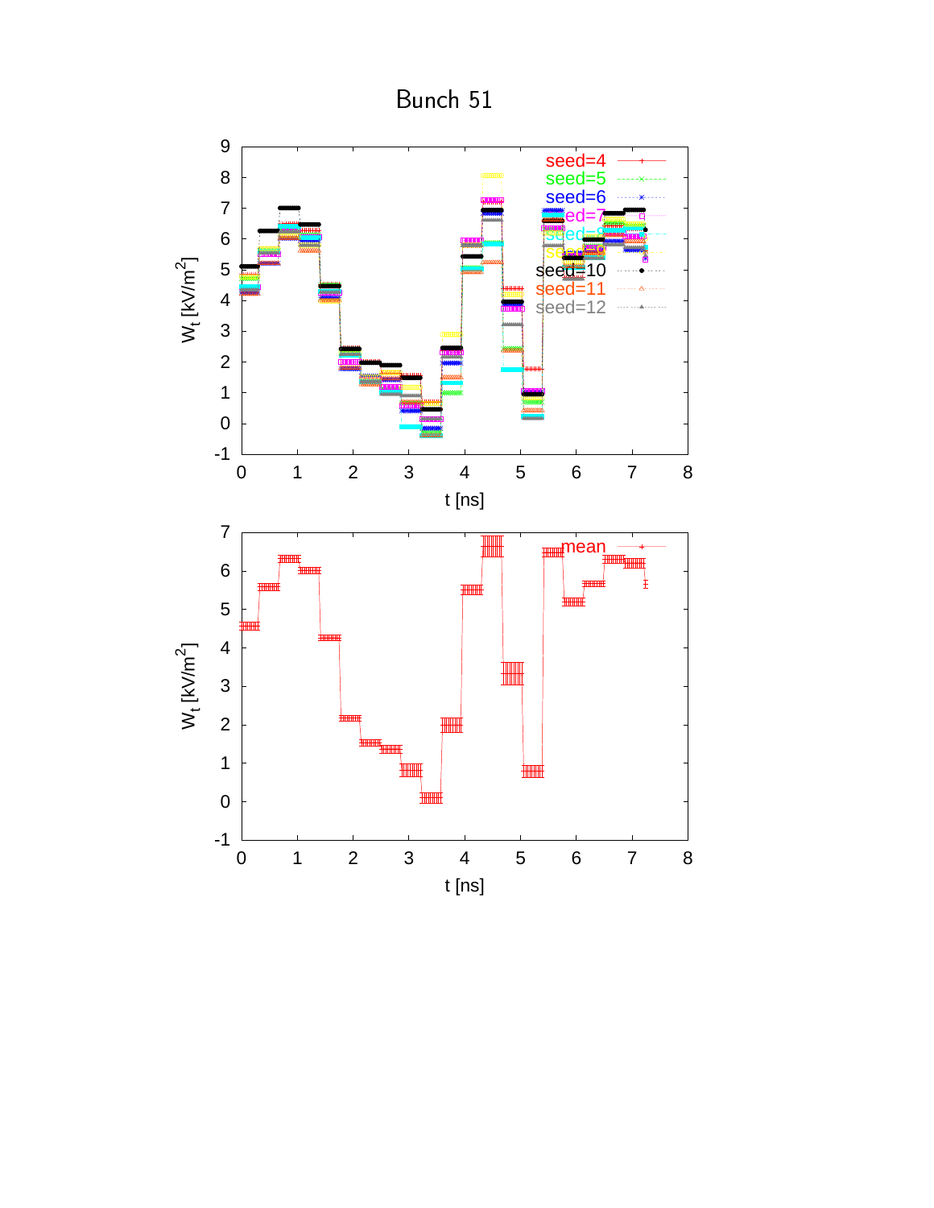# Bunch 51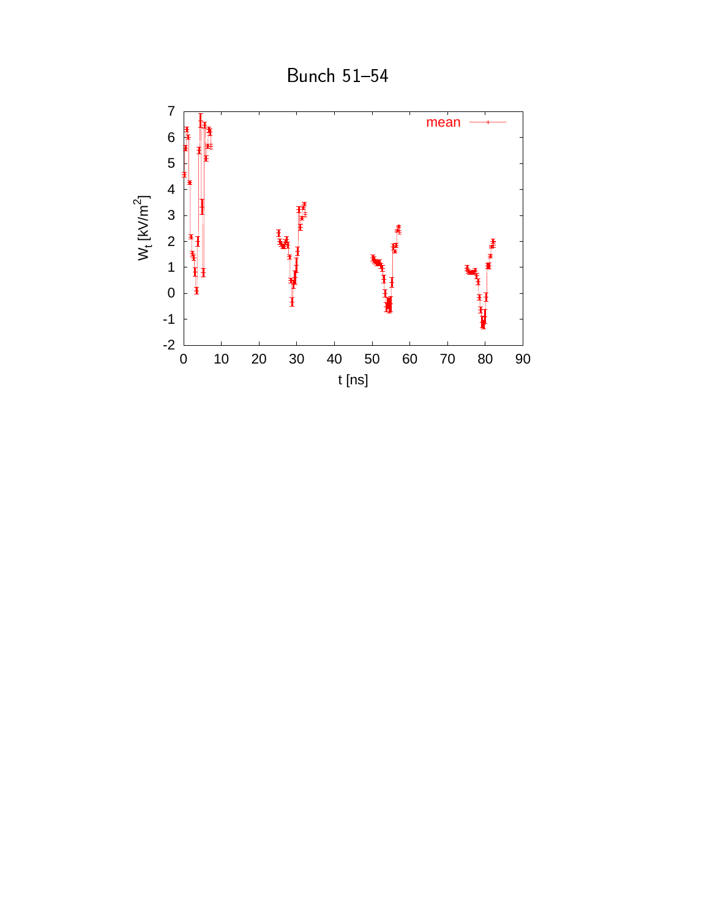Bunch 51–54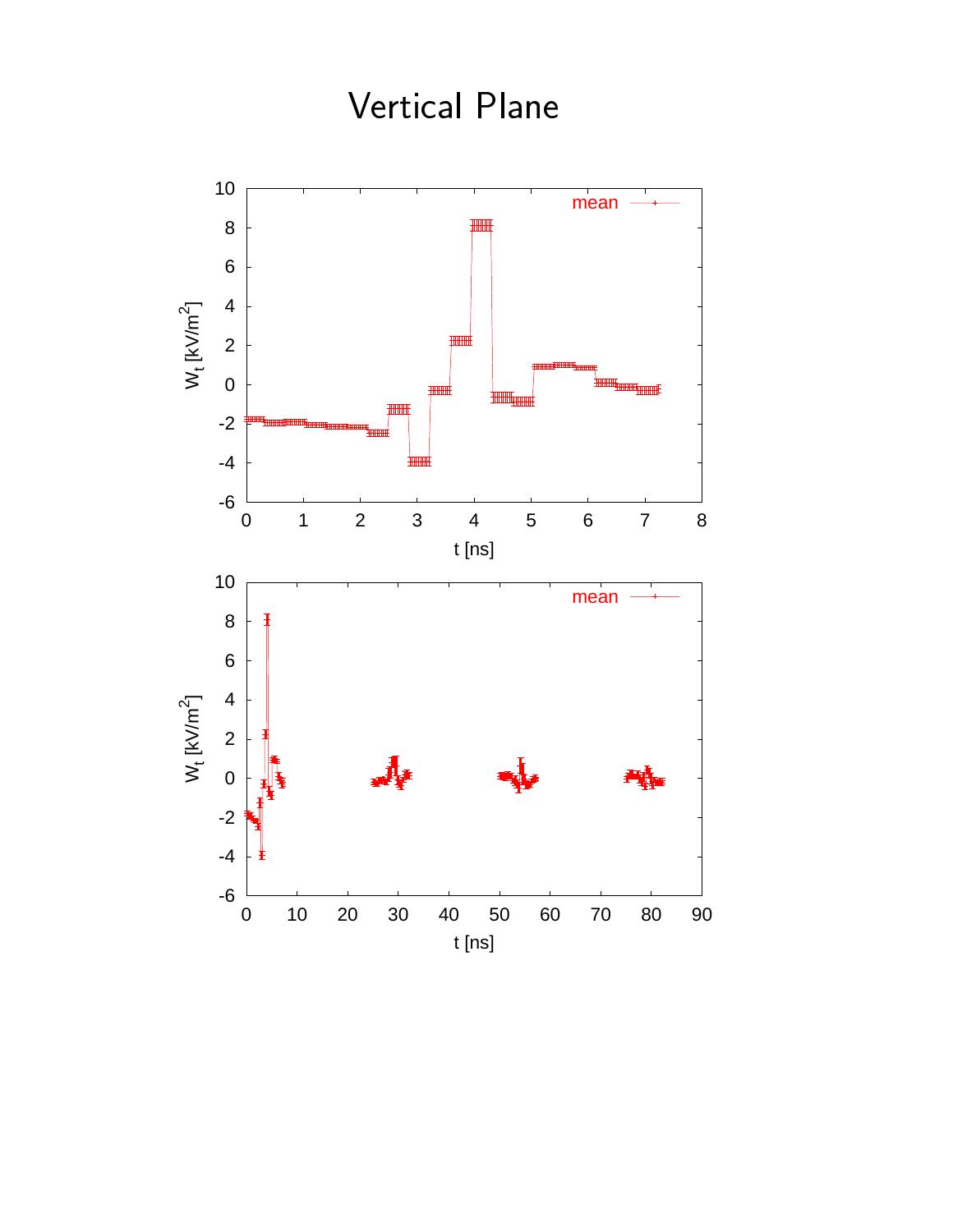# Vertical Plane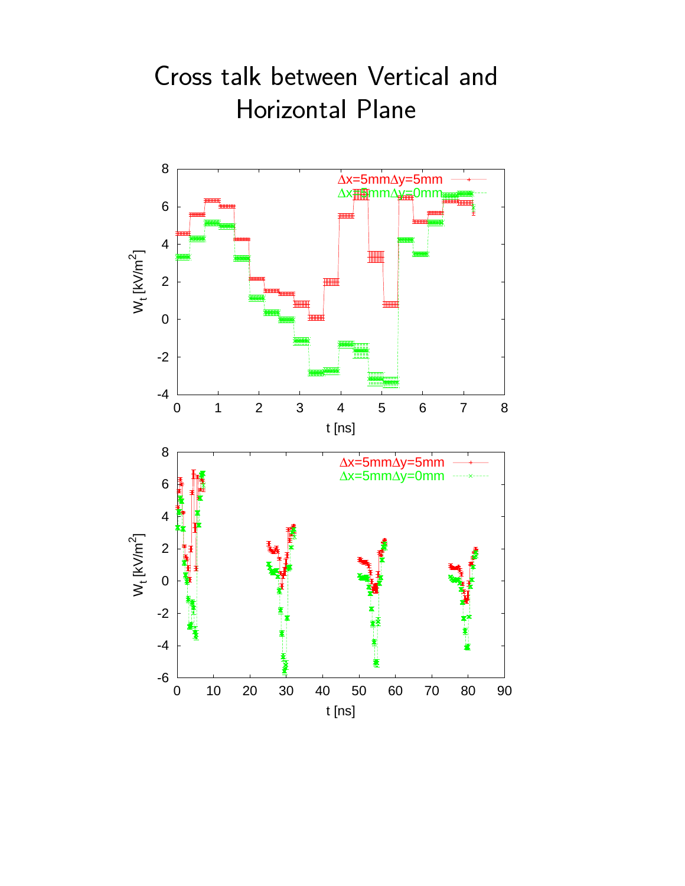# Cross talk between Vertical and Horizontal Plane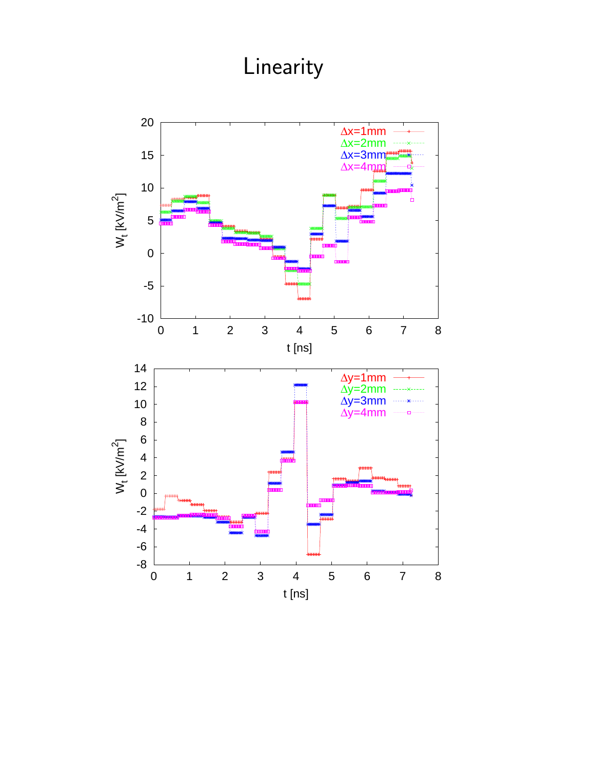# Linearity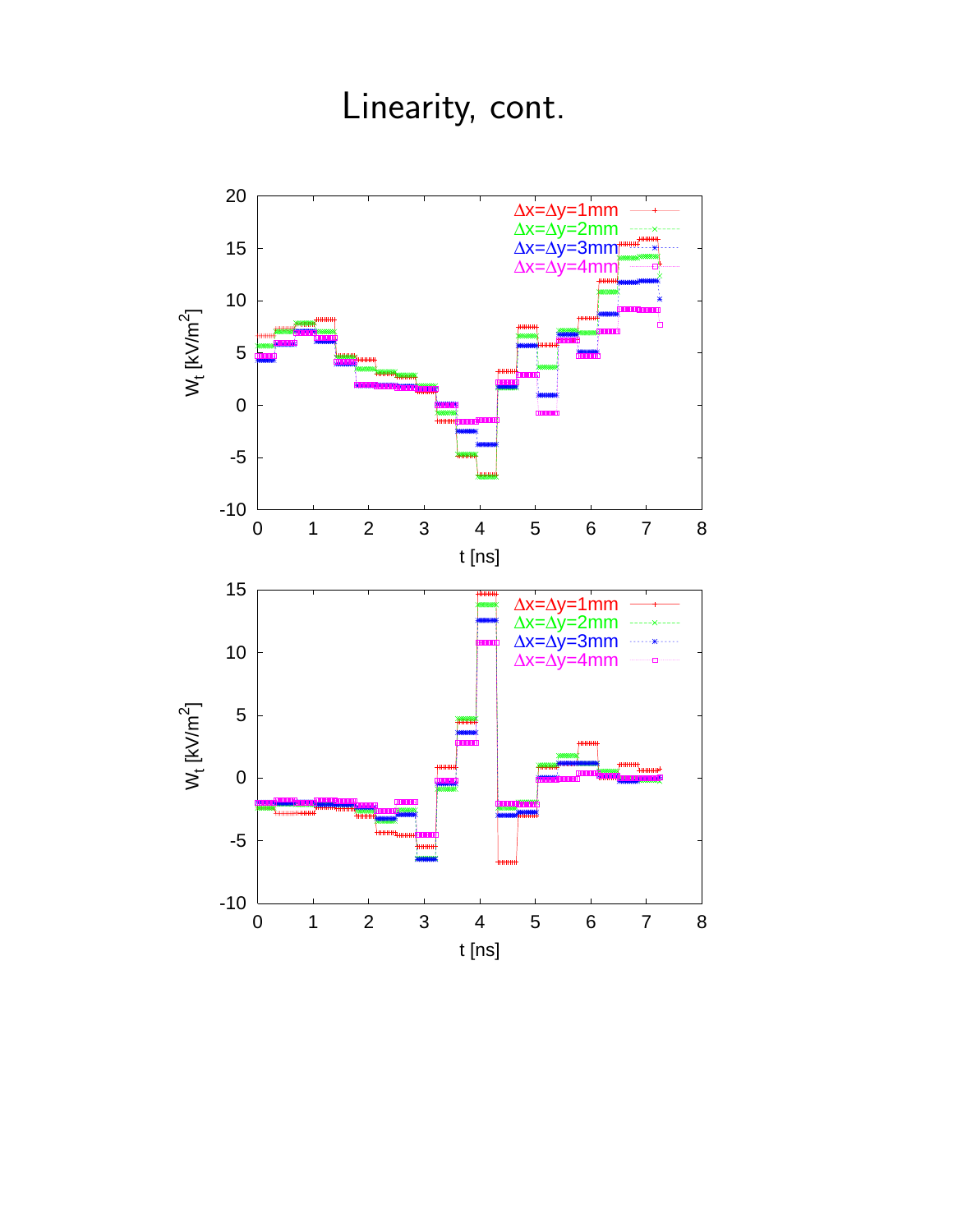# Linearity, cont.

20
15
10
5
0
-5
-10

$W_t$ [kV/m$^2$]

0 1 2 3 4 5 6 7 8

t [ns]

Δx=Δy=1mm
Δx=Δy=2mm
Δx=Δy=3mm
Δx=Δy=4mm

15
10
5
0
-5
-10

$W_t$ [kV/m$^2$]

0 1 2 3 4 5 6 7 8

t [ns]

Δx=Δy=1mm
Δx=Δy=2mm
Δx=Δy=3mm
Δx=Δy=4mm